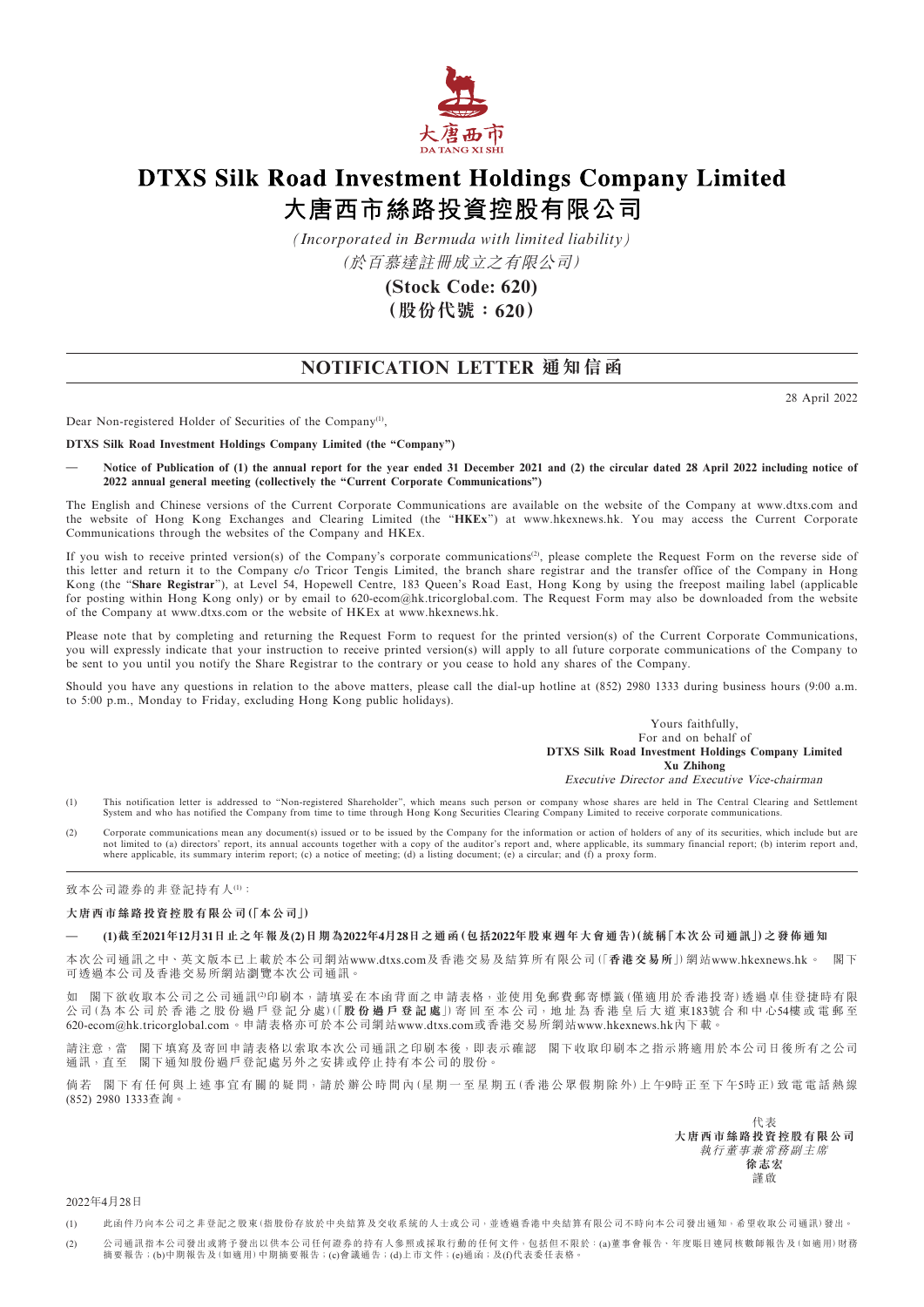# DTXS Silk Road Investment Holdings Company Limited
# 大唐西市絲路投資控股有限公司

*(Incorporated in Bermuda with limited liability)*
*(於百慕達註冊成立之有限公司)*

**(Stock Code: 620)**
**(股份代號：620)**

## NOTIFICATION LETTER 通知信函

28 April 2022

Dear Non-registered Holder of Securities of the Company[1],

**DTXS Silk Road Investment Holdings Company Limited (the "Company")**

**— Notice of Publication of (1) the annual report for the year ended 31 December 2021 and (2) the circular dated 28 April 2022 including notice of 2022 annual general meeting (collectively the "Current Corporate Communications")**

The English and Chinese versions of the Current Corporate Communications are available on the website of the Company at www.dtxs.com and the website of Hong Kong Exchanges and Clearing Limited (the "**HKEx**") at www.hkexnews.hk. You may access the Current Corporate Communications through the websites of the Company and HKEx.

If you wish to receive printed version(s) of the Company's corporate communications[2], please complete the Request Form on the reverse side of this letter and return it to the Company c/o Tricor Tengis Limited, the branch share registrar and the transfer office of the Company in Hong Kong (the "**Share Registrar**"), at Level 54, Hopewell Centre, 183 Queen's Road East, Hong Kong by using the freepost mailing label (applicable for posting within Hong Kong only) or by email to 620-ecom@hk.tricorglobal.com. The Request Form may also be downloaded from the website of the Company at www.dtxs.com or the website of HKEx at www.hkexnews.hk.

Please note that by completing and returning the Request Form to request for the printed version(s) of the Current Corporate Communications, you will expressly indicate that your instruction to receive printed version(s) will apply to all future corporate communications of the Company to be sent to you until you notify the Share Registrar to the contrary or you cease to hold any shares of the Company.

Should you have any questions in relation to the above matters, please call the dial-up hotline at (852) 2980 1333 during business hours (9:00 a.m. to 5:00 p.m., Monday to Friday, excluding Hong Kong public holidays).

Yours faithfully,
For and on behalf of
**DTXS Silk Road Investment Holdings Company Limited**
**Xu Zhihong**
*Executive Director and Executive Vice-chairman*

(1) This notification letter is addressed to "Non-registered Shareholder", which means such person or company whose shares are held in The Central Clearing and Settlement System and who has notified the Company from time to time through Hong Kong Securities Clearing Company Limited to receive corporate communications.

(2) Corporate communications mean any document(s) issued or to be issued by the Company for the information or action of holders of any of its securities, which include but are not limited to (a) directors' report, its annual accounts together with a copy of the auditor's report and, where applicable, its summary financial report; (b) interim report and, where applicable, its summary interim report; (c) a notice of meeting; (d) a listing document; (e) a circular; and (f) a proxy form.

---

致本公司證券的非登記持有人[1]：

**大唐西市絲路投資控股有限公司(「本公司」)**

**— (1)截至2021年12月31日止之年報及(2)日期為2022年4月28日之通函(包括2022年股東週年大會通告)(統稱「本次公司通訊」)之發佈通知**

本次公司通訊之中、英文版本已上載於本公司網站www.dtxs.com及香港交易及結算所有限公司(「**香港交易所**」)網站www.hkexnews.hk。 閣下可透過本公司及香港交易所網站瀏覽本次公司通訊。

如 閣下欲收取本公司之公司通訊[2]印刷本，請填妥在本函背面之申請表格，並使用免郵費郵寄標籤(僅適用於香港投寄)透過卓佳登捷時有限公司(為本公司於香港之股份過戶登記分處)(「**股份過戶登記處**」)寄回至本公司，地址為香港皇后大道東183號合和中心54樓或電郵至620-ecom@hk.tricorglobal.com。申請表格亦可於本公司網站www.dtxs.com或香港交易所網站www.hkexnews.hk內下載。

請注意，當 閣下填寫及寄回申請表格以索取本次公司通訊之印刷本後，即表示確認 閣下收取印刷本之指示將適用於本公司日後所有之公司通訊，直至 閣下通知股份過戶登記處另外之安排或停止持有本公司的股份。

倘若 閣下有任何與上述事宜有關的疑問，請於辦公時間內(星期一至星期五(香港公眾假期除外)上午9時正至下午5時正)致電電話熱線(852) 2980 1333查詢。

代表
**大唐西市絲路投資控股有限公司**
*執行董事兼常務副主席*
**徐志宏**
謹啟

2022年4月28日

(1) 此函件乃向本公司之非登記之股東(指股份存放於中央結算及交收系統的人士或公司，並透過香港中央結算有限公司不時向本公司發出通知，希望收取公司通訊)發出。

(2) 公司通訊指本公司發出或將予發出以供本公司任何證券的持有人參照或採取行動的任何文件，包括但不限於：(a)董事會報告、年度賬目連同核數師報告及(如適用)財務摘要報告；(b)中期報告及(如適用)中期摘要報告；(c)會議通告；(d)上市文件；(e)通函；及(f)代表委任表格。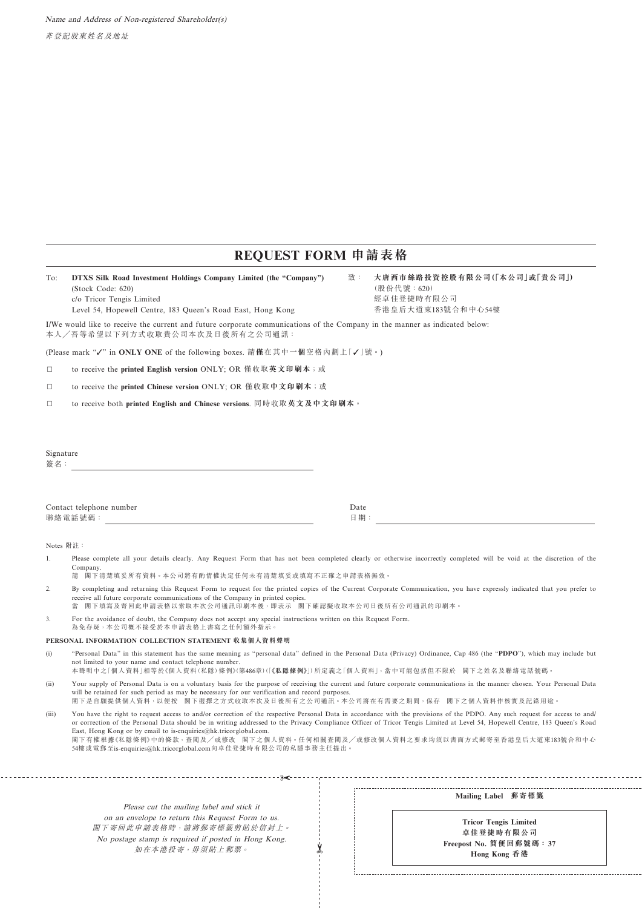*Name and Address of Non-registered Shareholder(s)*

*非登記股東姓名及地址*

# REQUEST FORM 申請表格

To: **DTXS Silk Road Investment Holdings Company Limited (the "Company")**
(Stock Code: 620)
c/o Tricor Tengis Limited
Level 54, Hopewell Centre, 183 Queen's Road East, Hong Kong

致：**大唐西市絲路投資控股有限公司(「本公司」或「貴公司」)**
(股份代號：620)
經卓佳登捷時有限公司
香港皇后大道東183號合和中心54樓

I/We would like to receive the current and future corporate communications of the Company in the manner as indicated below:
本人╱吾等希望以下列方式收取貴公司本次及日後所有之公司通訊：

(Please mark "✓" in **ONLY ONE** of the following boxes. 請**僅**在其中**一個**空格內劃上「✓」號。)

□ to receive the **printed English version** ONLY; OR 僅收取**英文印刷本**；或

□ to receive the **printed Chinese version** ONLY; OR 僅收取**中文印刷本**；或

□ to receive both **printed English and Chinese versions**. 同時收取**英文及中文印刷本**。

Signature
簽名：______________________________

Contact telephone number
聯絡電話號碼：______________________________

Date
日期：______________________________

Notes 附註：

1. Please complete all your details clearly. Any Request Form that has not been completed clearly or otherwise incorrectly completed will be void at the discretion of the Company.
請 閣下清楚填妥所有資料。本公司將有酌情權決定任何未有清楚填妥或填寫不正確之申請表格無效。

2. By completing and returning this Request Form to request for the printed copies of the Current Corporate Communication, you have expressly indicated that you prefer to receive all future corporate communications of the Company in printed copies.
當 閣下填寫及寄回此申請表格以索取本次公司通訊印刷本後，即表示 閣下確認擬收取本公司日後所有公司通訊的印刷本。

3. For the avoidance of doubt, the Company does not accept any special instructions written on this Request Form.
為免存疑，本公司概不接受於本申請表格上書寫之任何額外指示。

**PERSONAL INFORMATION COLLECTION STATEMENT 收集個人資料聲明**

(i) "Personal Data" in this statement has the same meaning as "personal data" defined in the Personal Data (Privacy) Ordinance, Cap 486 (the "**PDPO**"), which may include but not limited to your name and contact telephone number.
本聲明中之「個人資料」相等於《個人資料(私隱)條例》(第486章)(「**《私隱條例》**」)所定義之「個人資料」，當中可能包括但不限於 閣下之姓名及聯絡電話號碼。

(ii) Your supply of Personal Data is on a voluntary basis for the purpose of receiving the current and future corporate communications in the manner chosen. Your Personal Data will be retained for such period as may be necessary for our verification and record purposes.
閣下是自願提供個人資料，以便按 閣下選擇之方式收取本次及日後所有之公司通訊。本公司將在有需要之期間，保存 閣下之個人資料作核實及記錄用途。

(iii) You have the right to request access to and/or correction of the respective Personal Data in accordance with the provisions of the PDPO. Any such request for access to and/or correction of the Personal Data should be in writing addressed to the Privacy Compliance Officer of Tricor Tengis Limited at Level 54, Hopewell Centre, 183 Queen's Road East, Hong Kong or by email to is-enquiries@hk.tricorglobal.com.
閣下有權根據《私隱條例》中的條款，查閱及╱或修改 閣下之個人資料。任何相關查閱及╱或修改個人資料之要求均須以書面方式郵寄至香港皇后大道東183號合和中心54樓或電郵至is-enquiries@hk.tricorglobal.com向卓佳登捷時有限公司的私隱事務主任提出。

*Please cut the mailing label and stick it on an envelope to return this Request Form to us.*
*閣下寄回此申請表格時，請將郵寄標籤剪貼於信封上。*
*No postage stamp is required if posted in Hong Kong.*
*如在本港投寄，毋須貼上郵票。*

**Mailing Label 郵寄標籤**

**Tricor Tengis Limited**
**卓佳登捷時有限公司**
**Freepost No. 簡便回郵號碼：37**
**Hong Kong 香港**